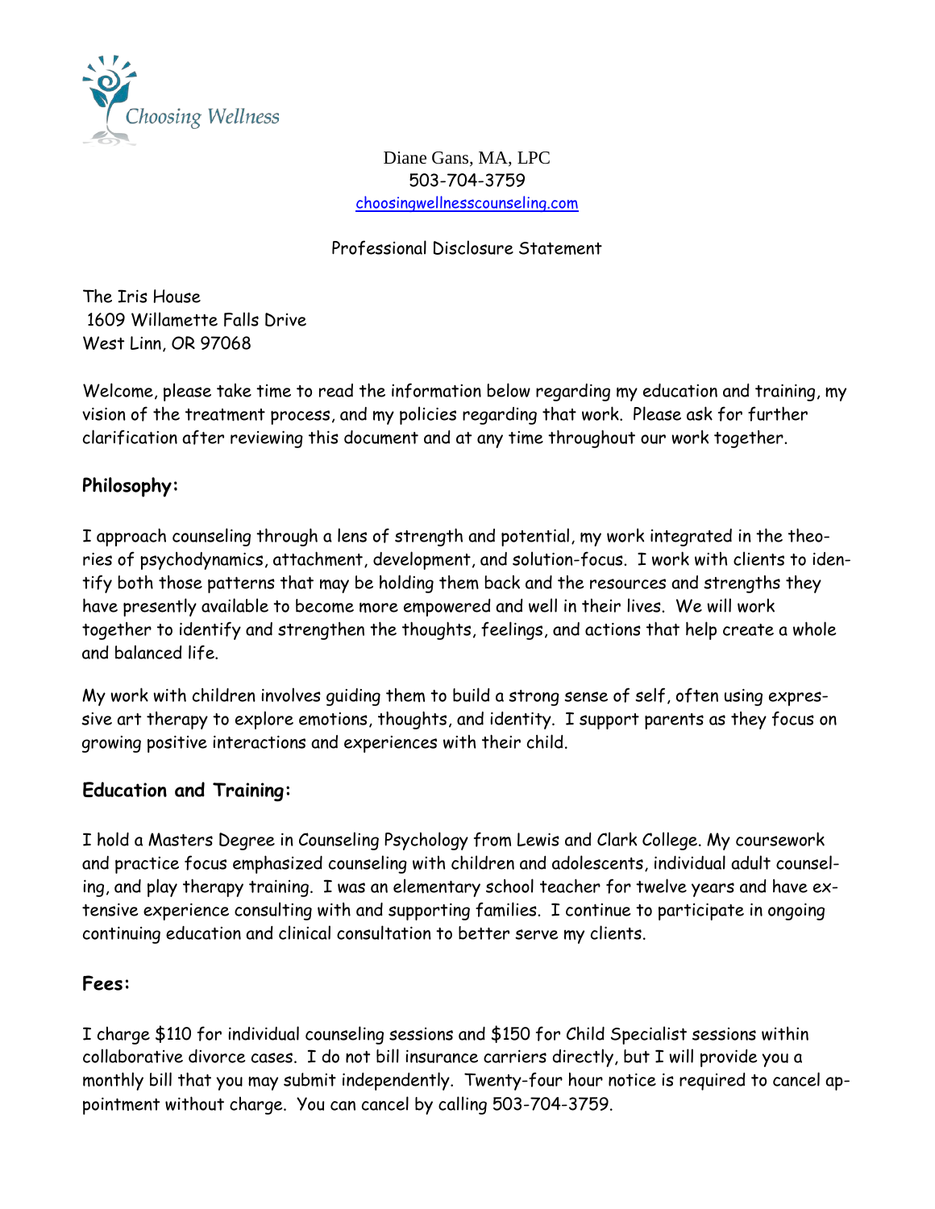Choosing Wellness

Diane Gans, MA, LPC
503-704-3759
choosingwellnesscounseling.com

Professional Disclosure Statement

The Iris House
1609 Willamette Falls Drive
West Linn, OR 97068

Welcome, please take time to read the information below regarding my education and training, my vision of the treatment process, and my policies regarding that work. Please ask for further clarification after reviewing this document and at any time throughout our work together.

## Philosophy:

I approach counseling through a lens of strength and potential, my work integrated in the theories of psychodynamics, attachment, development, and solution-focus. I work with clients to identify both those patterns that may be holding them back and the resources and strengths they have presently available to become more empowered and well in their lives. We will work together to identify and strengthen the thoughts, feelings, and actions that help create a whole and balanced life.

My work with children involves guiding them to build a strong sense of self, often using expressive art therapy to explore emotions, thoughts, and identity. I support parents as they focus on growing positive interactions and experiences with their child.

## Education and Training:

I hold a Masters Degree in Counseling Psychology from Lewis and Clark College. My coursework and practice focus emphasized counseling with children and adolescents, individual adult counseling, and play therapy training. I was an elementary school teacher for twelve years and have extensive experience consulting with and supporting families. I continue to participate in ongoing continuing education and clinical consultation to better serve my clients.

## Fees:

I charge $110 for individual counseling sessions and $150 for Child Specialist sessions within collaborative divorce cases. I do not bill insurance carriers directly, but I will provide you a monthly bill that you may submit independently. Twenty-four hour notice is required to cancel appointment without charge. You can cancel by calling 503-704-3759.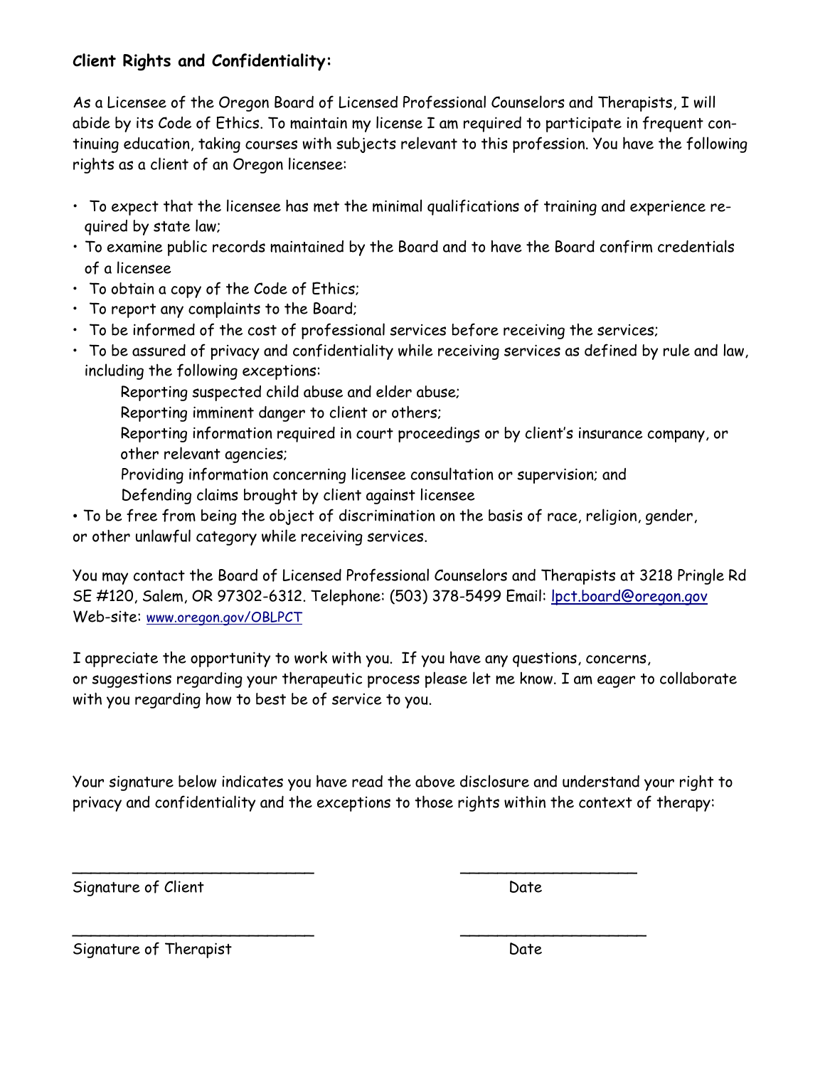**Client Rights and Confidentiality:**

As a Licensee of the Oregon Board of Licensed Professional Counselors and Therapists, I will abide by its Code of Ethics. To maintain my license I am required to participate in frequent continuing education, taking courses with subjects relevant to this profession. You have the following rights as a client of an Oregon licensee:

- To expect that the licensee has met the minimal qualifications of training and experience required by state law;
- To examine public records maintained by the Board and to have the Board confirm credentials of a licensee
- To obtain a copy of the Code of Ethics;
- To report any complaints to the Board;
- To be informed of the cost of professional services before receiving the services;
- To be assured of privacy and confidentiality while receiving services as defined by rule and law, including the following exceptions:
  - Reporting suspected child abuse and elder abuse;
  - Reporting imminent danger to client or others;
  - Reporting information required in court proceedings or by client's insurance company, or other relevant agencies;
  - Providing information concerning licensee consultation or supervision; and
  - Defending claims brought by client against licensee
- To be free from being the object of discrimination on the basis of race, religion, gender, or other unlawful category while receiving services.

You may contact the Board of Licensed Professional Counselors and Therapists at 3218 Pringle Rd SE #120, Salem, OR 97302-6312. Telephone: (503) 378-5499 Email: lpct.board@oregon.gov Web-site: www.oregon.gov/OBLPCT

I appreciate the opportunity to work with you. If you have any questions, concerns, or suggestions regarding your therapeutic process please let me know. I am eager to collaborate with you regarding how to best be of service to you.

Your signature below indicates you have read the above disclosure and understand your right to privacy and confidentiality and the exceptions to those rights within the context of therapy:

___________________________ ___________________

Signature of Client Date

___________________________ ____________________

Signature of Therapist Date